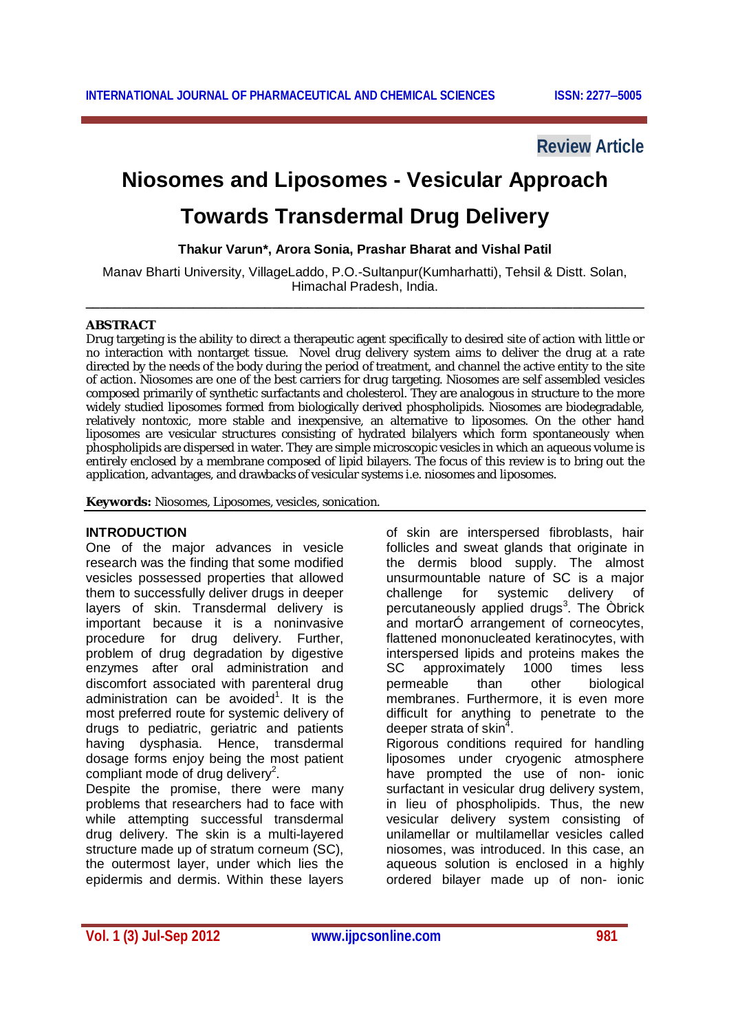Review Article

# Niosomes and Liposomes - Vesicular Approach Towards Transdermal Drug Delivery

**Thakur Varun*, Arora Sonia, Prashar Bharat and Vishal Patil**

Manav Bharti University, VillageLaddo, P.O.-Sultanpur(Kumharhatti), Tehsil & Distt. Solan, Himachal Pradesh, India.

---

## ABSTRACT

Drug targeting is the ability to direct a therapeutic agent specifically to desired site of action with little or no interaction with nontarget tissue. Novel drug delivery system aims to deliver the drug at a rate directed by the needs of the body during the period of treatment, and channel the active entity to the site of action. Niosomes are one of the best carriers for drug targeting. Niosomes are self assembled vesicles composed primarily of synthetic surfactants and cholesterol. They are analogous in structure to the more widely studied liposomes formed from biologically derived phospholipids. Niosomes are biodegradable, relatively nontoxic, more stable and inexpensive, an alternative to liposomes. On the other hand liposomes are vesicular structures consisting of hydrated bilalyers which form spontaneously when phospholipids are dispersed in water. They are simple microscopic vesicles in which an aqueous volume is entirely enclosed by a membrane composed of lipid bilayers. The focus of this review is to bring out the application, advantages, and drawbacks of vesicular systems i.e. niosomes and liposomes.

**Keywords:** Niosomes, Liposomes, vesicles, sonication.

---

## INTRODUCTION

One of the major advances in vesicle research was the finding that some modified vesicles possessed properties that allowed them to successfully deliver drugs in deeper layers of skin. Transdermal delivery is important because it is a noninvasive procedure for drug delivery. Further, problem of drug degradation by digestive enzymes after oral administration and discomfort associated with parenteral drug administration can be avoided[1]. It is the most preferred route for systemic delivery of drugs to pediatric, geriatric and patients having dysphasia. Hence, transdermal dosage forms enjoy being the most patient compliant mode of drug delivery[2].

Despite the promise, there were many problems that researchers had to face with while attempting successful transdermal drug delivery. The skin is a multi-layered structure made up of stratum corneum (SC), the outermost layer, under which lies the epidermis and dermis. Within these layers of skin are interspersed fibroblasts, hair follicles and sweat glands that originate in the dermis blood supply. The almost unsurmountable nature of SC is a major challenge for systemic delivery of percutaneously applied drugs[3]. The Òbrick and mortarÓ arrangement of corneocytes, flattened mononucleated keratinocytes, with interspersed lipids and proteins makes the SC approximately 1000 times less permeable than other biological membranes. Furthermore, it is even more difficult for anything to penetrate to the deeper strata of skin[4].

Rigorous conditions required for handling liposomes under cryogenic atmosphere have prompted the use of non- ionic surfactant in vesicular drug delivery system, in lieu of phospholipids. Thus, the new vesicular delivery system consisting of unilamellar or multilamellar vesicles called niosomes, was introduced. In this case, an aqueous solution is enclosed in a highly ordered bilayer made up of non- ionic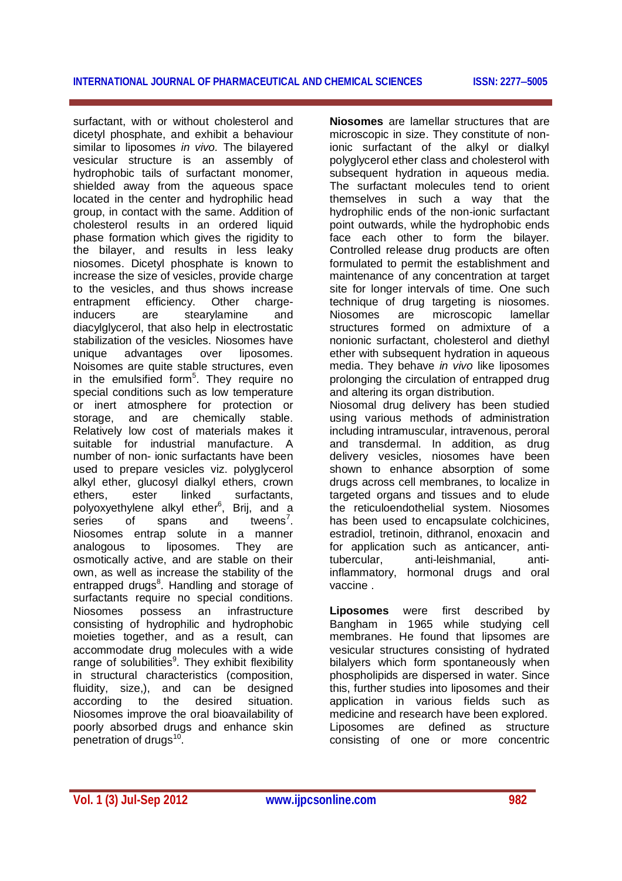surfactant, with or without cholesterol and dicetyl phosphate, and exhibit a behaviour similar to liposomes *in vivo.* The bilayered vesicular structure is an assembly of hydrophobic tails of surfactant monomer, shielded away from the aqueous space located in the center and hydrophilic head group, in contact with the same. Addition of cholesterol results in an ordered liquid phase formation which gives the rigidity to the bilayer, and results in less leaky niosomes. Dicetyl phosphate is known to increase the size of vesicles, provide charge to the vesicles, and thus shows increase entrapment efficiency. Other charge-inducers are stearylamine and diacylglycerol, that also help in electrostatic stabilization of the vesicles. Niosomes have unique advantages over liposomes. Noisomes are quite stable structures, even in the emulsified form[5]. They require no special conditions such as low temperature or inert atmosphere for protection or storage, and are chemically stable. Relatively low cost of materials makes it suitable for industrial manufacture. A number of non- ionic surfactants have been used to prepare vesicles viz. polyglycerol alkyl ether, glucosyl dialkyl ethers, crown ethers, ester linked surfactants, polyoxyethylene alkyl ether[6], Brij, and a series of spans and tweens[7]. Niosomes entrap solute in a manner analogous to liposomes. They are osmotically active, and are stable on their own, as well as increase the stability of the entrapped drugs[8]. Handling and storage of surfactants require no special conditions. Niosomes possess an infrastructure consisting of hydrophilic and hydrophobic moieties together, and as a result, can accommodate drug molecules with a wide range of solubilities[9]. They exhibit flexibility in structural characteristics (composition, fluidity, size,), and can be designed according to the desired situation. Niosomes improve the oral bioavailability of poorly absorbed drugs and enhance skin penetration of drugs[10].

**Niosomes** are lamellar structures that are microscopic in size. They constitute of non-ionic surfactant of the alkyl or dialkyl polyglycerol ether class and cholesterol with subsequent hydration in aqueous media. The surfactant molecules tend to orient themselves in such a way that the hydrophilic ends of the non-ionic surfactant point outwards, while the hydrophobic ends face each other to form the bilayer. Controlled release drug products are often formulated to permit the establishment and maintenance of any concentration at target site for longer intervals of time. One such technique of drug targeting is niosomes. Niosomes are microscopic lamellar structures formed on admixture of a nonionic surfactant, cholesterol and diethyl ether with subsequent hydration in aqueous media. They behave *in vivo* like liposomes prolonging the circulation of entrapped drug and altering its organ distribution.

Niosomal drug delivery has been studied using various methods of administration including intramuscular, intravenous, peroral and transdermal. In addition, as drug delivery vesicles, niosomes have been shown to enhance absorption of some drugs across cell membranes, to localize in targeted organs and tissues and to elude the reticuloendothelial system. Niosomes has been used to encapsulate colchicines, estradiol, tretinoin, dithranol, enoxacin and for application such as anticancer, anti-tubercular, anti-leishmanial, anti-inflammatory, hormonal drugs and oral vaccine .

**Liposomes** were first described by Bangham in 1965 while studying cell membranes. He found that lipsomes are vesicular structures consisting of hydrated bilayers which form spontaneously when phospholipids are dispersed in water. Since this, further studies into liposomes and their application in various fields such as medicine and research have been explored. Liposomes are defined as structure consisting of one or more concentric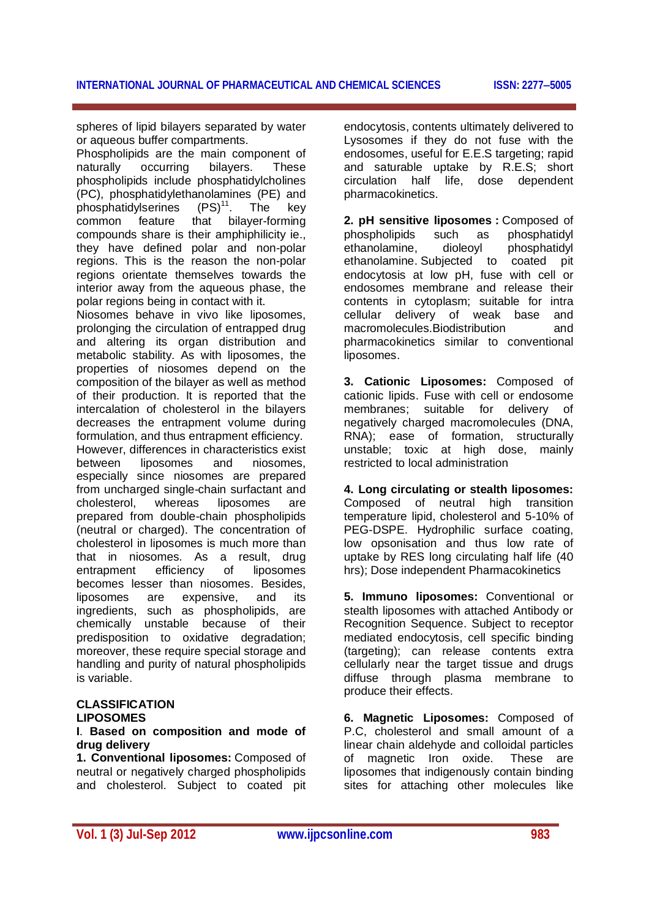spheres of lipid bilayers separated by water or aqueous buffer compartments.

Phospholipids are the main component of naturally occurring bilayers. These phospholipids include phosphatidylcholines (PC), phosphatidylethanolamines (PE) and phosphatidylserines (PS)[11]. The key common feature that bilayer-forming compounds share is their amphiphilicity ie., they have defined polar and non-polar regions. This is the reason the non-polar regions orientate themselves towards the interior away from the aqueous phase, the polar regions being in contact with it.

Niosomes behave in vivo like liposomes, prolonging the circulation of entrapped drug and altering its organ distribution and metabolic stability. As with liposomes, the properties of niosomes depend on the composition of the bilayer as well as method of their production. It is reported that the intercalation of cholesterol in the bilayers decreases the entrapment volume during formulation, and thus entrapment efficiency. However, differences in characteristics exist between liposomes and niosomes, especially since niosomes are prepared from uncharged single-chain surfactant and cholesterol, whereas liposomes are prepared from double-chain phospholipids (neutral or charged). The concentration of cholesterol in liposomes is much more than that in niosomes. As a result, drug entrapment efficiency of liposomes becomes lesser than niosomes. Besides, liposomes are expensive, and its ingredients, such as phospholipids, are chemically unstable because of their predisposition to oxidative degradation; moreover, these require special storage and handling and purity of natural phospholipids is variable.

## CLASSIFICATION LIPOSOMES

### I. Based on composition and mode of drug delivery

**1. Conventional liposomes:** Composed of neutral or negatively charged phospholipids and cholesterol. Subject to coated pit endocytosis, contents ultimately delivered to Lysosomes if they do not fuse with the endosomes, useful for E.E.S targeting; rapid and saturable uptake by R.E.S; short circulation half life, dose dependent pharmacokinetics.

**2. pH sensitive liposomes :** Composed of phospholipids such as phosphatidyl ethanolamine, dioleoyl phosphatidyl ethanolamine. Subjected to coated pit endocytosis at low pH, fuse with cell or endosomes membrane and release their contents in cytoplasm; suitable for intra cellular delivery of weak base and macromolecules.Biodistribution and pharmacokinetics similar to conventional liposomes.

**3. Cationic Liposomes:** Composed of cationic lipids. Fuse with cell or endosome membranes; suitable for delivery of negatively charged macromolecules (DNA, RNA); ease of formation, structurally unstable; toxic at high dose, mainly restricted to local administration

**4. Long circulating or stealth liposomes:** Composed of neutral high transition temperature lipid, cholesterol and 5-10% of PEG-DSPE. Hydrophilic surface coating, low opsonisation and thus low rate of uptake by RES long circulating half life (40 hrs); Dose independent Pharmacokinetics

**5. Immuno liposomes:** Conventional or stealth liposomes with attached Antibody or Recognition Sequence. Subject to receptor mediated endocytosis, cell specific binding (targeting); can release contents extra cellularly near the target tissue and drugs diffuse through plasma membrane to produce their effects.

**6. Magnetic Liposomes:** Composed of P.C, cholesterol and small amount of a linear chain aldehyde and colloidal particles of magnetic Iron oxide. These are liposomes that indigenously contain binding sites for attaching other molecules like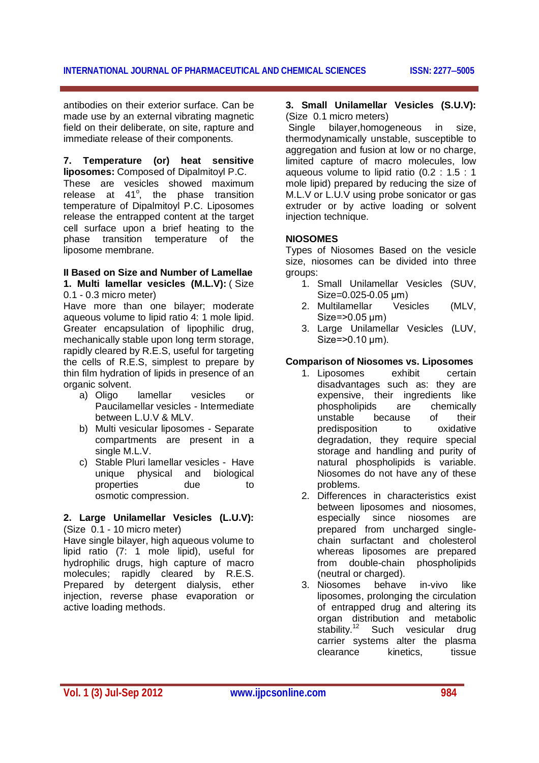antibodies on their exterior surface. Can be made use by an external vibrating magnetic field on their deliberate, on site, rapture and immediate release of their components.

**7. Temperature (or) heat sensitive liposomes:** Composed of Dipalmitoyl P.C. These are vesicles showed maximum release at 41°, the phase transition temperature of Dipalmitoyl P.C. Liposomes release the entrapped content at the target cell surface upon a brief heating to the phase transition temperature of the liposome membrane.

**II Based on Size and Number of Lamellae**

**1. Multi lamellar vesicles (M.L.V):** ( Size 0.1 - 0.3 micro meter)

Have more than one bilayer; moderate aqueous volume to lipid ratio 4: 1 mole lipid. Greater encapsulation of lipophilic drug, mechanically stable upon long term storage, rapidly cleared by R.E.S, useful for targeting the cells of R.E.S, simplest to prepare by thin film hydration of lipids in presence of an organic solvent.

a) Oligo lamellar vesicles or Paucilamellar vesicles - Intermediate between L.U.V & MLV.
b) Multi vesicular liposomes - Separate compartments are present in a single M.L.V.
c) Stable Pluri lamellar vesicles - Have unique physical and biological properties due to osmotic compression.

**2. Large Unilamellar Vesicles (L.U.V):** (Size 0.1 - 10 micro meter)

Have single bilayer, high aqueous volume to lipid ratio (7: 1 mole lipid), useful for hydrophilic drugs, high capture of macro molecules; rapidly cleared by R.E.S. Prepared by detergent dialysis, ether injection, reverse phase evaporation or active loading methods.

**3. Small Unilamellar Vesicles (S.U.V):** (Size 0.1 micro meters)

Single bilayer,homogeneous in size, thermodynamically unstable, susceptible to aggregation and fusion at low or no charge, limited capture of macro molecules, low aqueous volume to lipid ratio (0.2 : 1.5 : 1 mole lipid) prepared by reducing the size of M.L.V or L.U.V using probe sonicator or gas extruder or by active loading or solvent injection technique.

**NIOSOMES**

Types of Niosomes Based on the vesicle size, niosomes can be divided into three groups:

1. Small Unilamellar Vesicles (SUV, Size=0.025-0.05 μm)
2. Multilamellar Vesicles (MLV, Size=>0.05 μm)
3. Large Unilamellar Vesicles (LUV, Size=>0.10 μm).

**Comparison of Niosomes vs. Liposomes**

1. Liposomes exhibit certain disadvantages such as: they are expensive, their ingredients like phospholipids are chemically unstable because of their predisposition to oxidative degradation, they require special storage and handling and purity of natural phospholipids is variable. Niosomes do not have any of these problems.
2. Differences in characteristics exist between liposomes and niosomes, especially since niosomes are prepared from uncharged single-chain surfactant and cholesterol whereas liposomes are prepared from double-chain phospholipids (neutral or charged).
3. Niosomes behave in-vivo like liposomes, prolonging the circulation of entrapped drug and altering its organ distribution and metabolic stability.[12] Such vesicular drug carrier systems alter the plasma clearance kinetics, tissue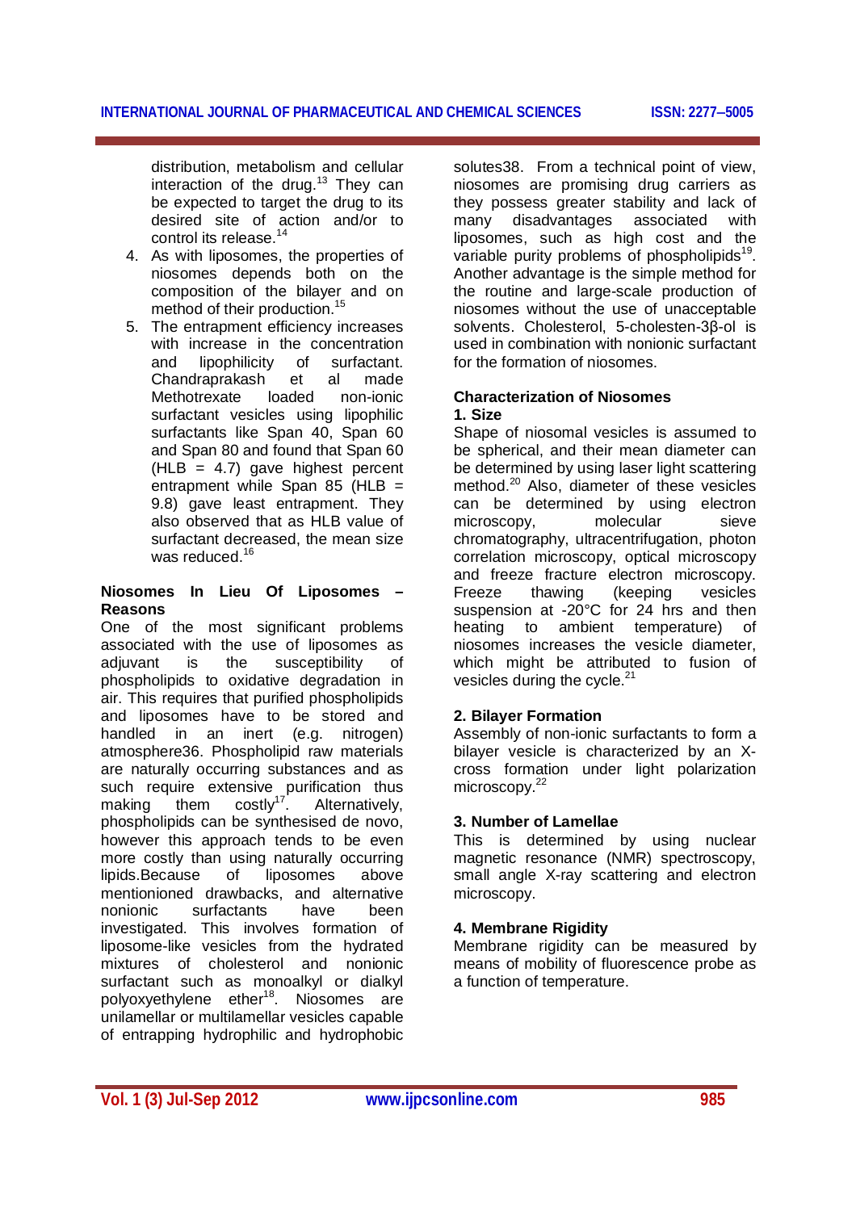distribution, metabolism and cellular interaction of the drug.[13] They can be expected to target the drug to its desired site of action and/or to control its release.[14]

4. As with liposomes, the properties of niosomes depends both on the composition of the bilayer and on method of their production.[15]
5. The entrapment efficiency increases with increase in the concentration and lipophilicity of surfactant. Chandraprakash et al made Methotrexate loaded non-ionic surfactant vesicles using lipophilic surfactants like Span 40, Span 60 and Span 80 and found that Span 60 (HLB = 4.7) gave highest percent entrapment while Span 85 (HLB = 9.8) gave least entrapment. They also observed that as HLB value of surfactant decreased, the mean size was reduced.[16]

## Niosomes In Lieu Of Liposomes – Reasons

One of the most significant problems associated with the use of liposomes as adjuvant is the susceptibility of phospholipids to oxidative degradation in air. This requires that purified phospholipids and liposomes have to be stored and handled in an inert (e.g. nitrogen) atmosphere36. Phospholipid raw materials are naturally occurring substances and as such require extensive purification thus making them costly[17]. Alternatively, phospholipids can be synthesised de novo, however this approach tends to be even more costly than using naturally occurring lipids.Because of liposomes above mentionioned drawbacks, and alternative nonionic surfactants have been investigated. This involves formation of liposome-like vesicles from the hydrated mixtures of cholesterol and nonionic surfactant such as monoalkyl or dialkyl polyoxyethylene ether[18]. Niosomes are unilamellar or multilamellar vesicles capable of entrapping hydrophilic and hydrophobic solutes38. From a technical point of view, niosomes are promising drug carriers as they possess greater stability and lack of many disadvantages associated with liposomes, such as high cost and the variable purity problems of phospholipids[19]. Another advantage is the simple method for the routine and large-scale production of niosomes without the use of unacceptable solvents. Cholesterol, 5-cholesten-3β-ol is used in combination with nonionic surfactant for the formation of niosomes.

## Characterization of Niosomes

### 1. Size

Shape of niosomal vesicles is assumed to be spherical, and their mean diameter can be determined by using laser light scattering method.[20] Also, diameter of these vesicles can be determined by using electron microscopy, molecular sieve chromatography, ultracentrifugation, photon correlation microscopy, optical microscopy and freeze fracture electron microscopy. Freeze thawing (keeping vesicles suspension at -20°C for 24 hrs and then heating to ambient temperature) of niosomes increases the vesicle diameter, which might be attributed to fusion of vesicles during the cycle.[21]

### 2. Bilayer Formation

Assembly of non-ionic surfactants to form a bilayer vesicle is characterized by an X-cross formation under light polarization microscopy.[22]

### 3. Number of Lamellae

This is determined by using nuclear magnetic resonance (NMR) spectroscopy, small angle X-ray scattering and electron microscopy.

### 4. Membrane Rigidity

Membrane rigidity can be measured by means of mobility of fluorescence probe as a function of temperature.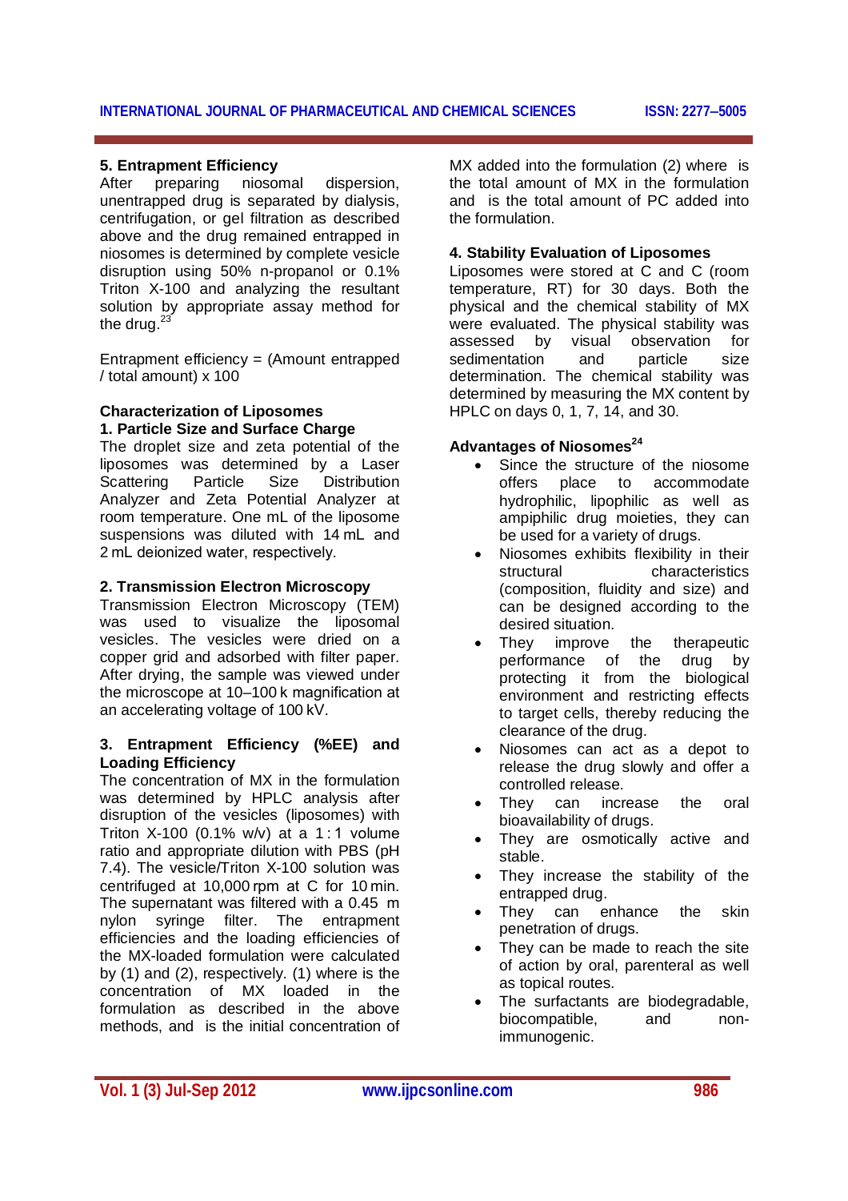### 5. Entrapment Efficiency

After preparing niosomal dispersion, unentrapped drug is separated by dialysis, centrifugation, or gel filtration as described above and the drug remained entrapped in niosomes is determined by complete vesicle disruption using 50% n-propanol or 0.1% Triton X-100 and analyzing the resultant solution by appropriate assay method for the drug.[23]

Entrapment efficiency = (Amount entrapped / total amount) x 100

### Characterization of Liposomes

### 1. Particle Size and Surface Charge

The droplet size and zeta potential of the liposomes was determined by a Laser Scattering Particle Size Distribution Analyzer and Zeta Potential Analyzer at room temperature. One mL of the liposome suspensions was diluted with 14 mL and 2 mL deionized water, respectively.

### 2. Transmission Electron Microscopy

Transmission Electron Microscopy (TEM) was used to visualize the liposomal vesicles. The vesicles were dried on a copper grid and adsorbed with filter paper. After drying, the sample was viewed under the microscope at 10–100 k magnification at an accelerating voltage of 100 kV.

### 3. Entrapment Efficiency (%EE) and Loading Efficiency

The concentration of MX in the formulation was determined by HPLC analysis after disruption of the vesicles (liposomes) with Triton X-100 (0.1% w/v) at a 1 : 1 volume ratio and appropriate dilution with PBS (pH 7.4). The vesicle/Triton X-100 solution was centrifuged at 10,000 rpm at C for 10 min. The supernatant was filtered with a 0.45 m nylon syringe filter. The entrapment efficiencies and the loading efficiencies of the MX-loaded formulation were calculated by (1) and (2), respectively. (1) where is the concentration of MX loaded in the formulation as described in the above methods, and is the initial concentration of MX added into the formulation (2) where is the total amount of MX in the formulation and is the total amount of PC added into the formulation.

### 4. Stability Evaluation of Liposomes

Liposomes were stored at C and C (room temperature, RT) for 30 days. Both the physical and the chemical stability of MX were evaluated. The physical stability was assessed by visual observation for sedimentation and particle size determination. The chemical stability was determined by measuring the MX content by HPLC on days 0, 1, 7, 14, and 30.

### Advantages of Niosomes[24]

- Since the structure of the niosome offers place to accommodate hydrophilic, lipophilic as well as ampiphilic drug moieties, they can be used for a variety of drugs.
- Niosomes exhibits flexibility in their structural characteristics (composition, fluidity and size) and can be designed according to the desired situation.
- They improve the therapeutic performance of the drug by protecting it from the biological environment and restricting effects to target cells, thereby reducing the clearance of the drug.
- Niosomes can act as a depot to release the drug slowly and offer a controlled release.
- They can increase the oral bioavailability of drugs.
- They are osmotically active and stable.
- They increase the stability of the entrapped drug.
- They can enhance the skin penetration of drugs.
- They can be made to reach the site of action by oral, parenteral as well as topical routes.
- The surfactants are biodegradable, biocompatible, and non-immunogenic.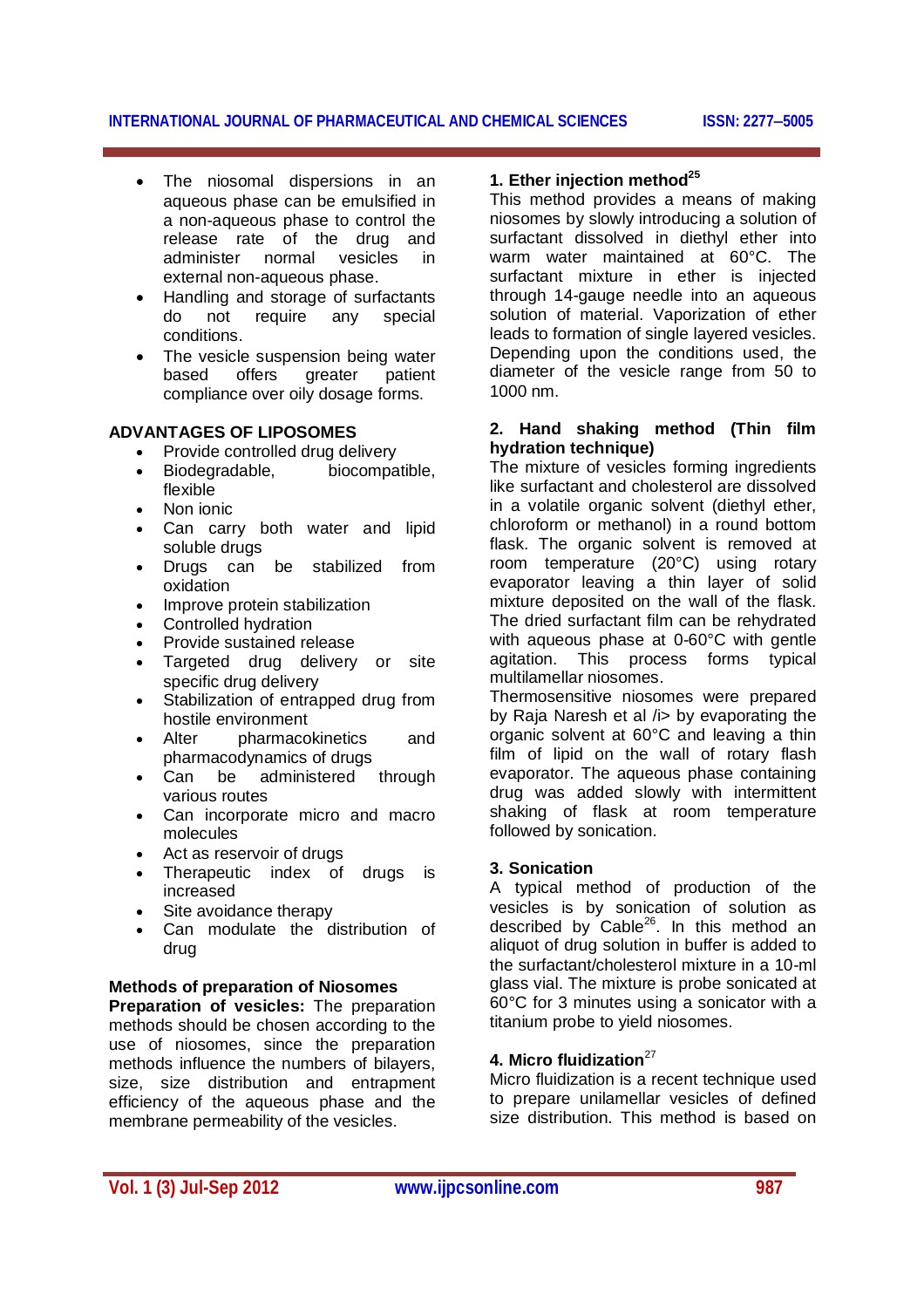- The niosomal dispersions in an aqueous phase can be emulsified in a non-aqueous phase to control the release rate of the drug and administer normal vesicles in external non-aqueous phase.
- Handling and storage of surfactants do not require any special conditions.
- The vesicle suspension being water based offers greater patient compliance over oily dosage forms.

## ADVANTAGES OF LIPOSOMES

- Provide controlled drug delivery
- Biodegradable, biocompatible, flexible
- Non ionic
- Can carry both water and lipid soluble drugs
- Drugs can be stabilized from oxidation
- Improve protein stabilization
- Controlled hydration
- Provide sustained release
- Targeted drug delivery or site specific drug delivery
- Stabilization of entrapped drug from hostile environment
- Alter pharmacokinetics and pharmacodynamics of drugs
- Can be administered through various routes
- Can incorporate micro and macro molecules
- Act as reservoir of drugs
- Therapeutic index of drugs is increased
- Site avoidance therapy
- Can modulate the distribution of drug

## Methods of preparation of Niosomes

**Preparation of vesicles:** The preparation methods should be chosen according to the use of niosomes, since the preparation methods influence the numbers of bilayers, size, size distribution and entrapment efficiency of the aqueous phase and the membrane permeability of the vesicles.

### 1. Ether injection method[25]

This method provides a means of making niosomes by slowly introducing a solution of surfactant dissolved in diethyl ether into warm water maintained at 60°C. The surfactant mixture in ether is injected through 14-gauge needle into an aqueous solution of material. Vaporization of ether leads to formation of single layered vesicles. Depending upon the conditions used, the diameter of the vesicle range from 50 to 1000 nm.

### 2. Hand shaking method (Thin film hydration technique)

The mixture of vesicles forming ingredients like surfactant and cholesterol are dissolved in a volatile organic solvent (diethyl ether, chloroform or methanol) in a round bottom flask. The organic solvent is removed at room temperature (20°C) using rotary evaporator leaving a thin layer of solid mixture deposited on the wall of the flask. The dried surfactant film can be rehydrated with aqueous phase at 0-60°C with gentle agitation. This process forms typical multilamellar niosomes.

Thermosensitive niosomes were prepared by Raja Naresh et al /i> by evaporating the organic solvent at 60°C and leaving a thin film of lipid on the wall of rotary flash evaporator. The aqueous phase containing drug was added slowly with intermittent shaking of flask at room temperature followed by sonication.

### 3. Sonication

A typical method of production of the vesicles is by sonication of solution as described by Cable[26]. In this method an aliquot of drug solution in buffer is added to the surfactant/cholesterol mixture in a 10-ml glass vial. The mixture is probe sonicated at 60°C for 3 minutes using a sonicator with a titanium probe to yield niosomes.

### 4. Micro fluidization[27]

Micro fluidization is a recent technique used to prepare unilamellar vesicles of defined size distribution. This method is based on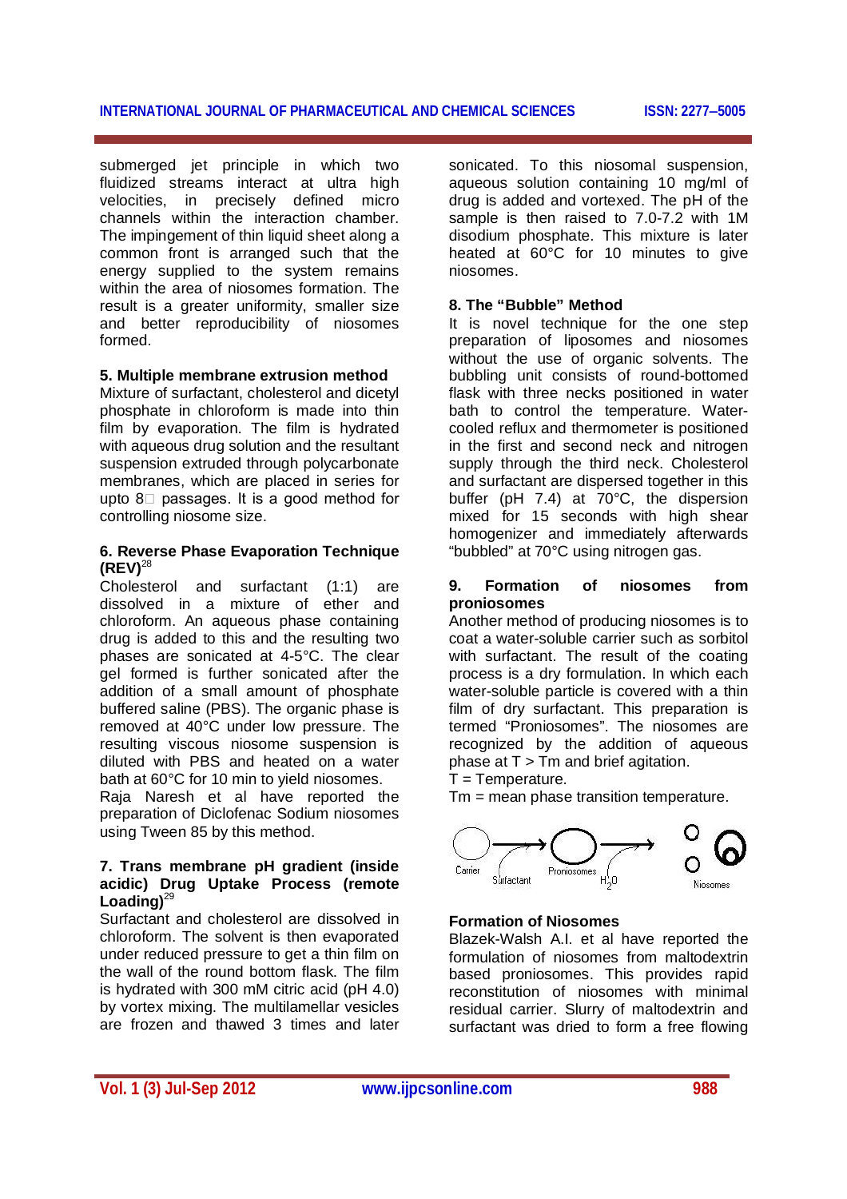submerged jet principle in which two fluidized streams interact at ultra high velocities, in precisely defined micro channels within the interaction chamber. The impingement of thin liquid sheet along a common front is arranged such that the energy supplied to the system remains within the area of niosomes formation. The result is a greater uniformity, smaller size and better reproducibility of niosomes formed.

### 5. Multiple membrane extrusion method

Mixture of surfactant, cholesterol and dicetyl phosphate in chloroform is made into thin film by evaporation. The film is hydrated with aqueous drug solution and the resultant suspension extruded through polycarbonate membranes, which are placed in series for upto 8 passages. It is a good method for controlling niosome size.

### 6. Reverse Phase Evaporation Technique (REV)[28]

Cholesterol and surfactant (1:1) are dissolved in a mixture of ether and chloroform. An aqueous phase containing drug is added to this and the resulting two phases are sonicated at 4-5°C. The clear gel formed is further sonicated after the addition of a small amount of phosphate buffered saline (PBS). The organic phase is removed at 40°C under low pressure. The resulting viscous niosome suspension is diluted with PBS and heated on a water bath at 60°C for 10 min to yield niosomes.

Raja Naresh et al have reported the preparation of Diclofenac Sodium niosomes using Tween 85 by this method.

### 7. Trans membrane pH gradient (inside acidic) Drug Uptake Process (remote Loading)[29]

Surfactant and cholesterol are dissolved in chloroform. The solvent is then evaporated under reduced pressure to get a thin film on the wall of the round bottom flask. The film is hydrated with 300 mM citric acid (pH 4.0) by vortex mixing. The multilamellar vesicles are frozen and thawed 3 times and later sonicated. To this niosomal suspension, aqueous solution containing 10 mg/ml of drug is added and vortexed. The pH of the sample is then raised to 7.0-7.2 with 1M disodium phosphate. This mixture is later heated at 60°C for 10 minutes to give niosomes.

### 8. The "Bubble" Method

It is novel technique for the one step preparation of liposomes and niosomes without the use of organic solvents. The bubbling unit consists of round-bottomed flask with three necks positioned in water bath to control the temperature. Water-cooled reflux and thermometer is positioned in the first and second neck and nitrogen supply through the third neck. Cholesterol and surfactant are dispersed together in this buffer (pH 7.4) at 70°C, the dispersion mixed for 15 seconds with high shear homogenizer and immediately afterwards "bubbled" at 70°C using nitrogen gas.

### 9. Formation of niosomes from proniosomes

Another method of producing niosomes is to coat a water-soluble carrier such as sorbitol with surfactant. The result of the coating process is a dry formulation. In which each water-soluble particle is covered with a thin film of dry surfactant. This preparation is termed "Proniosomes". The niosomes are recognized by the addition of aqueous phase at T > Tm and brief agitation.

T = Temperature.

Tm = mean phase transition temperature.

Carrier → (Surfactant) → Proniosomes → ($H_2O$) → Niosomes

### Formation of Niosomes

Blazek-Walsh A.I. et al have reported the formulation of niosomes from maltodextrin based proniosomes. This provides rapid reconstitution of niosomes with minimal residual carrier. Slurry of maltodextrin and surfactant was dried to form a free flowing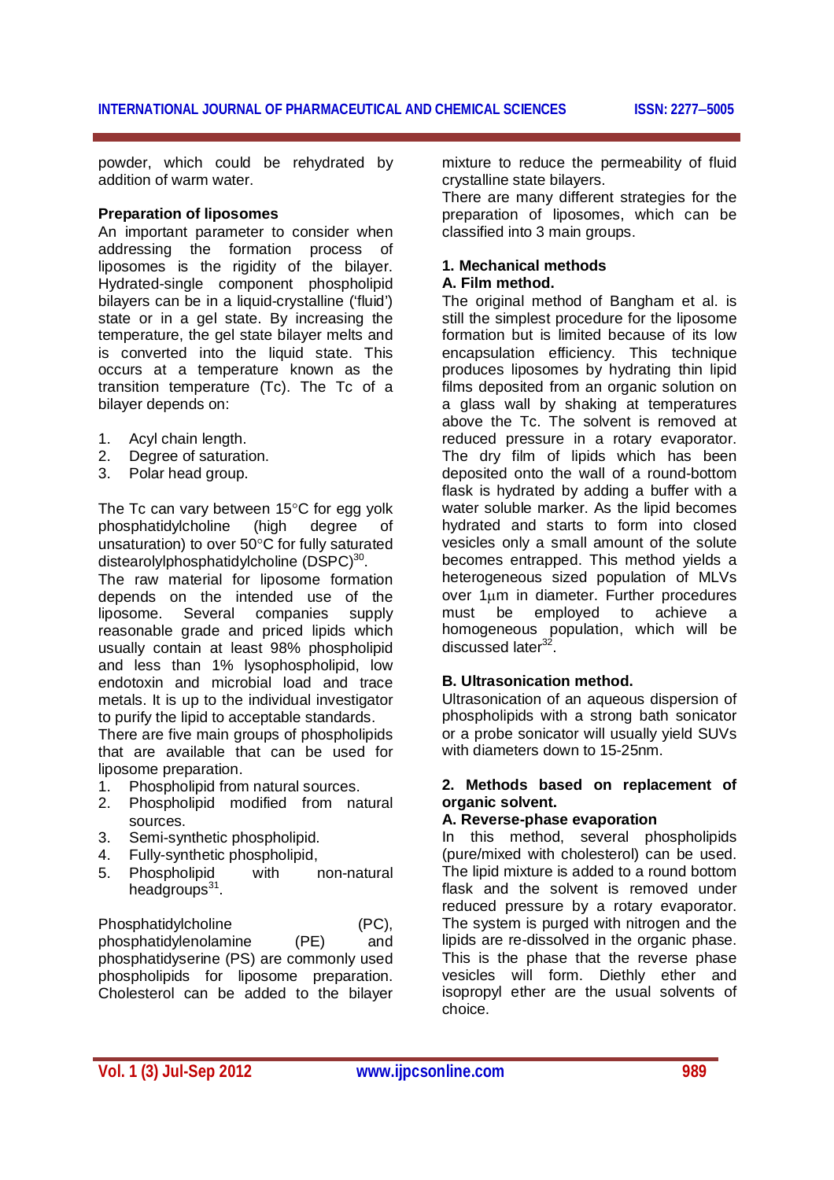powder, which could be rehydrated by addition of warm water.

### Preparation of liposomes

An important parameter to consider when addressing the formation process of liposomes is the rigidity of the bilayer. Hydrated-single component phospholipid bilayers can be in a liquid-crystalline ('fluid') state or in a gel state. By increasing the temperature, the gel state bilayer melts and is converted into the liquid state. This occurs at a temperature known as the transition temperature (Tc). The Tc of a bilayer depends on:

1. Acyl chain length.
2. Degree of saturation.
3. Polar head group.

The Tc can vary between 15°C for egg yolk phosphatidylcholine (high degree of unsaturation) to over 50°C for fully saturated distearolylphosphatidylcholine (DSPC)[30].

The raw material for liposome formation depends on the intended use of the liposome. Several companies supply reasonable grade and priced lipids which usually contain at least 98% phospholipid and less than 1% lysophospholipid, low endotoxin and microbial load and trace metals. It is up to the individual investigator to purify the lipid to acceptable standards.

There are five main groups of phospholipids that are available that can be used for liposome preparation.

1. Phospholipid from natural sources.
2. Phospholipid modified from natural sources.
3. Semi-synthetic phospholipid.
4. Fully-synthetic phospholipid,
5. Phospholipid with non-natural headgroups[31].

Phosphatidylcholine (PC), phosphatidylenolamine (PE) and phosphatidyserine (PS) are commonly used phospholipids for liposome preparation. Cholesterol can be added to the bilayer mixture to reduce the permeability of fluid crystalline state bilayers.

There are many different strategies for the preparation of liposomes, which can be classified into 3 main groups.

### 1. Mechanical methods

#### A. Film method.

The original method of Bangham et al. is still the simplest procedure for the liposome formation but is limited because of its low encapsulation efficiency. This technique produces liposomes by hydrating thin lipid films deposited from an organic solution on a glass wall by shaking at temperatures above the Tc. The solvent is removed at reduced pressure in a rotary evaporator. The dry film of lipids which has been deposited onto the wall of a round-bottom flask is hydrated by adding a buffer with a water soluble marker. As the lipid becomes hydrated and starts to form into closed vesicles only a small amount of the solute becomes entrapped. This method yields a heterogeneous sized population of MLVs over 1μm in diameter. Further procedures must be employed to achieve a homogeneous population, which will be discussed later[32].

#### B. Ultrasonication method.

Ultrasonication of an aqueous dispersion of phospholipids with a strong bath sonicator or a probe sonicator will usually yield SUVs with diameters down to 15-25nm.

### 2. Methods based on replacement of organic solvent.

#### A. Reverse-phase evaporation

In this method, several phospholipids (pure/mixed with cholesterol) can be used. The lipid mixture is added to a round bottom flask and the solvent is removed under reduced pressure by a rotary evaporator. The system is purged with nitrogen and the lipids are re-dissolved in the organic phase. This is the phase that the reverse phase vesicles will form. Diethly ether and isopropyl ether are the usual solvents of choice.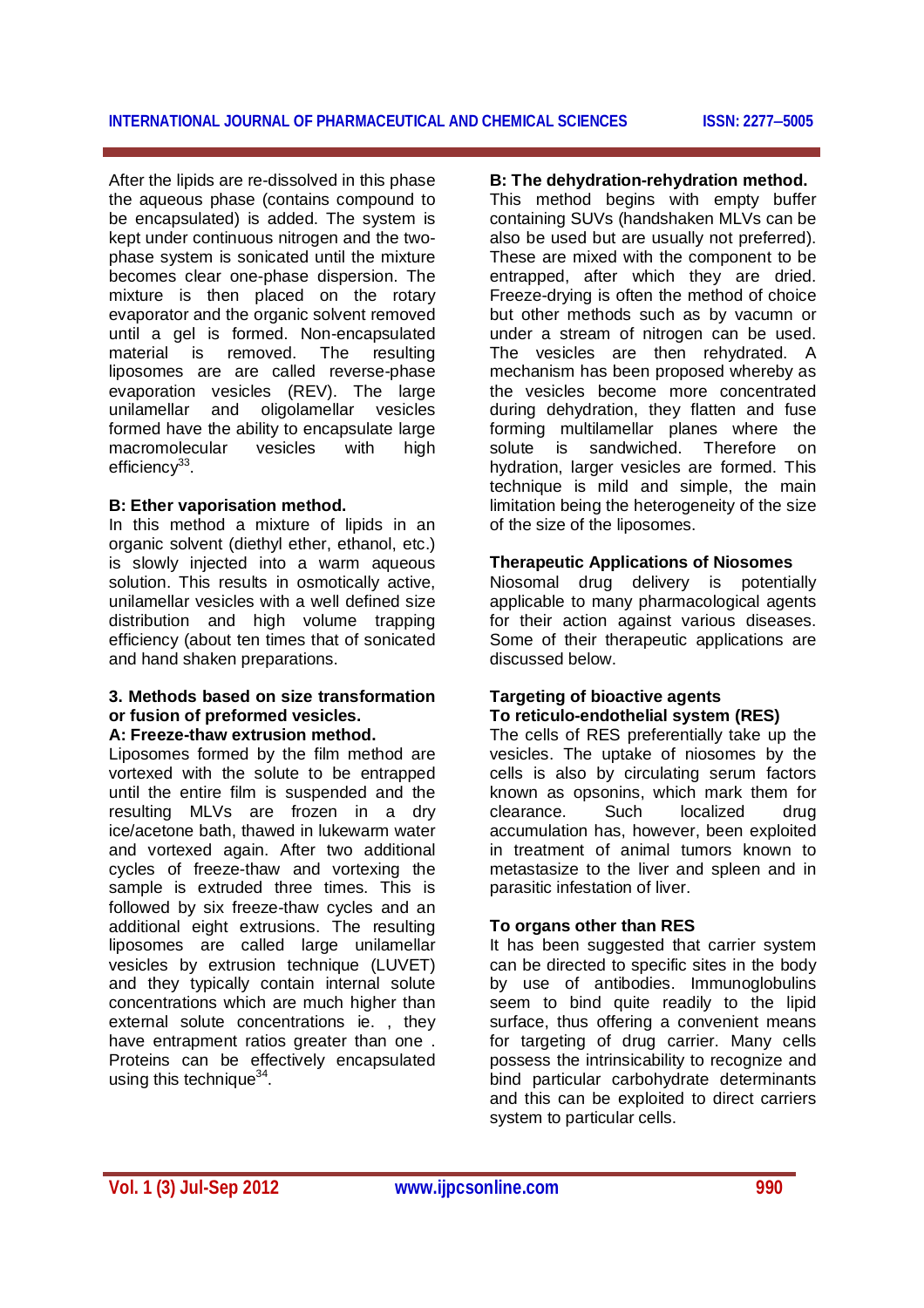After the lipids are re-dissolved in this phase the aqueous phase (contains compound to be encapsulated) is added. The system is kept under continuous nitrogen and the two-phase system is sonicated until the mixture becomes clear one-phase dispersion. The mixture is then placed on the rotary evaporator and the organic solvent removed until a gel is formed. Non-encapsulated material is removed. The resulting liposomes are called reverse-phase evaporation vesicles (REV). The large unilamellar and oligolamellar vesicles formed have the ability to encapsulate large macromolecular vesicles with high efficiency[33].

**B: Ether vaporisation method.**
In this method a mixture of lipids in an organic solvent (diethyl ether, ethanol, etc.) is slowly injected into a warm aqueous solution. This results in osmotically active, unilamellar vesicles with a well defined size distribution and high volume trapping efficiency (about ten times that of sonicated and hand shaken preparations.

**3. Methods based on size transformation or fusion of preformed vesicles.**
**A: Freeze-thaw extrusion method.**
Liposomes formed by the film method are vortexed with the solute to be entrapped until the entire film is suspended and the resulting MLVs are frozen in a dry ice/acetone bath, thawed in lukewarm water and vortexed again. After two additional cycles of freeze-thaw and vortexing the sample is extruded three times. This is followed by six freeze-thaw cycles and an additional eight extrusions. The resulting liposomes are called large unilamellar vesicles by extrusion technique (LUVET) and they typically contain internal solute concentrations which are much higher than external solute concentrations ie. , they have entrapment ratios greater than one . Proteins can be effectively encapsulated using this technique[34].

**B: The dehydration-rehydration method.**
This method begins with empty buffer containing SUVs (handshaken MLVs can be also be used but are usually not preferred). These are mixed with the component to be entrapped, after which they are dried. Freeze-drying is often the method of choice but other methods such as by vacumn or under a stream of nitrogen can be used. The vesicles are then rehydrated. A mechanism has been proposed whereby as the vesicles become more concentrated during dehydration, they flatten and fuse forming multilamellar planes where the solute is sandwiched. Therefore on hydration, larger vesicles are formed. This technique is mild and simple, the main limitation being the heterogeneity of the size of the size of the liposomes.

**Therapeutic Applications of Niosomes**
Niosomal drug delivery is potentially applicable to many pharmacological agents for their action against various diseases. Some of their therapeutic applications are discussed below.

**Targeting of bioactive agents**
**To reticulo-endothelial system (RES)**
The cells of RES preferentially take up the vesicles. The uptake of niosomes by the cells is also by circulating serum factors known as opsonins, which mark them for clearance. Such localized drug accumulation has, however, been exploited in treatment of animal tumors known to metastasize to the liver and spleen and in parasitic infestation of liver.

**To organs other than RES**
It has been suggested that carrier system can be directed to specific sites in the body by use of antibodies. Immunoglobulins seem to bind quite readily to the lipid surface, thus offering a convenient means for targeting of drug carrier. Many cells possess the intrinsicability to recognize and bind particular carbohydrate determinants and this can be exploited to direct carriers system to particular cells.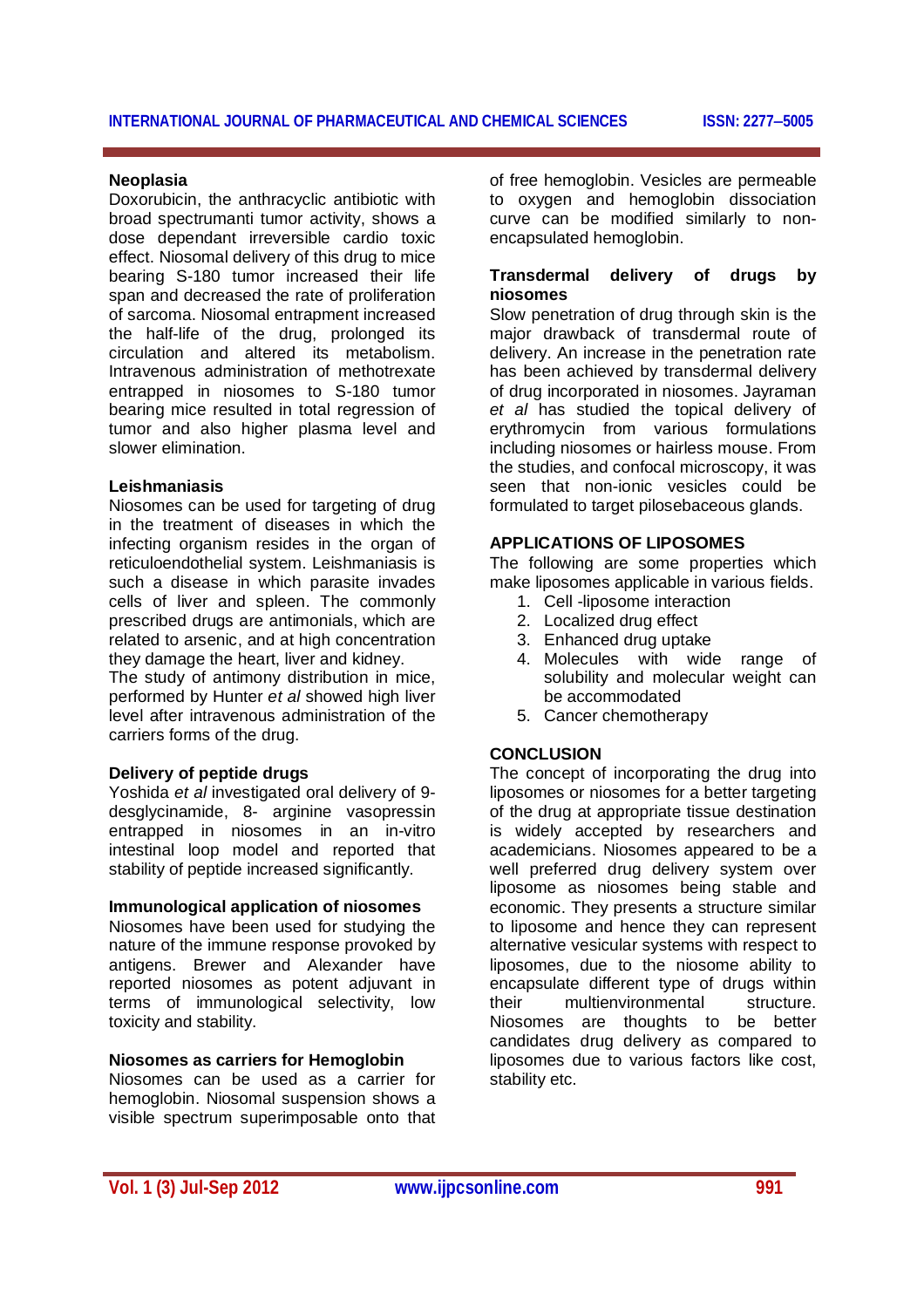**Neoplasia**

Doxorubicin, the anthracyclic antibiotic with broad spectrumanti tumor activity, shows a dose dependant irreversible cardio toxic effect. Niosomal delivery of this drug to mice bearing S-180 tumor increased their life span and decreased the rate of proliferation of sarcoma. Niosomal entrapment increased the half-life of the drug, prolonged its circulation and altered its metabolism. Intravenous administration of methotrexate entrapped in niosomes to S-180 tumor bearing mice resulted in total regression of tumor and also higher plasma level and slower elimination.

**Leishmaniasis**

Niosomes can be used for targeting of drug in the treatment of diseases in which the infecting organism resides in the organ of reticuloendothelial system. Leishmaniasis is such a disease in which parasite invades cells of liver and spleen. The commonly prescribed drugs are antimonials, which are related to arsenic, and at high concentration they damage the heart, liver and kidney.

The study of antimony distribution in mice, performed by Hunter *et al* showed high liver level after intravenous administration of the carriers forms of the drug.

**Delivery of peptide drugs**

Yoshida *et al* investigated oral delivery of 9-desglycinamide, 8- arginine vasopressin entrapped in niosomes in an in-vitro intestinal loop model and reported that stability of peptide increased significantly.

**Immunological application of niosomes**

Niosomes have been used for studying the nature of the immune response provoked by antigens. Brewer and Alexander have reported niosomes as potent adjuvant in terms of immunological selectivity, low toxicity and stability.

**Niosomes as carriers for Hemoglobin**

Niosomes can be used as a carrier for hemoglobin. Niosomal suspension shows a visible spectrum superimposable onto that of free hemoglobin. Vesicles are permeable to oxygen and hemoglobin dissociation curve can be modified similarly to non-encapsulated hemoglobin.

**Transdermal delivery of drugs by niosomes**

Slow penetration of drug through skin is the major drawback of transdermal route of delivery. An increase in the penetration rate has been achieved by transdermal delivery of drug incorporated in niosomes. Jayraman *et al* has studied the topical delivery of erythromycin from various formulations including niosomes or hairless mouse. From the studies, and confocal microscopy, it was seen that non-ionic vesicles could be formulated to target pilosebaceous glands.

## APPLICATIONS OF LIPOSOMES

The following are some properties which make liposomes applicable in various fields.

1. Cell -liposome interaction
2. Localized drug effect
3. Enhanced drug uptake
4. Molecules with wide range of solubility and molecular weight can be accommodated
5. Cancer chemotherapy

## CONCLUSION

The concept of incorporating the drug into liposomes or niosomes for a better targeting of the drug at appropriate tissue destination is widely accepted by researchers and academicians. Niosomes appeared to be a well preferred drug delivery system over liposome as niosomes being stable and economic. They presents a structure similar to liposome and hence they can represent alternative vesicular systems with respect to liposomes, due to the niosome ability to encapsulate different type of drugs within their multienvironmental structure. Niosomes are thoughts to be better candidates drug delivery as compared to liposomes due to various factors like cost, stability etc.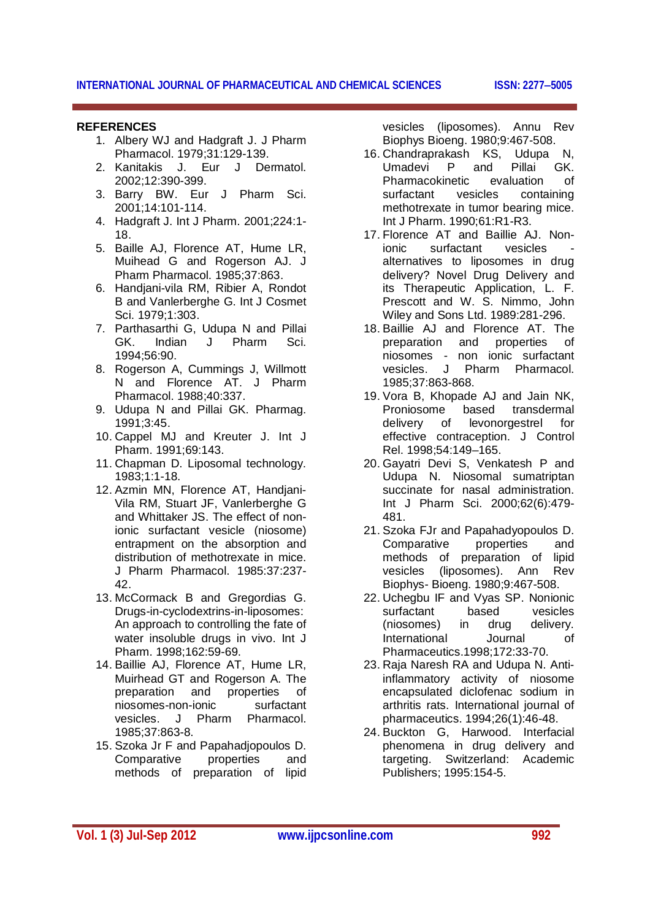**REFERENCES**

1. Albery WJ and Hadgraft J. J Pharm Pharmacol. 1979;31:129-139.
2. Kanitakis J. Eur J Dermatol. 2002;12:390-399.
3. Barry BW. Eur J Pharm Sci. 2001;14:101-114.
4. Hadgraft J. Int J Pharm. 2001;224:1-18.
5. Baille AJ, Florence AT, Hume LR, Muihead G and Rogerson AJ. J Pharm Pharmacol. 1985;37:863.
6. Handjani-vila RM, Ribier A, Rondot B and Vanlerberghe G. Int J Cosmet Sci. 1979;1:303.
7. Parthasarthi G, Udupa N and Pillai GK. Indian J Pharm Sci. 1994;56:90.
8. Rogerson A, Cummings J, Willmott N and Florence AT. J Pharm Pharmacol. 1988;40:337.
9. Udupa N and Pillai GK. Pharmag. 1991;3:45.
10. Cappel MJ and Kreuter J. Int J Pharm. 1991;69:143.
11. Chapman D. Liposomal technology. 1983;1:1-18.
12. Azmin MN, Florence AT, Handjani-Vila RM, Stuart JF, Vanlerberghe G and Whittaker JS. The effect of non-ionic surfactant vesicle (niosome) entrapment on the absorption and distribution of methotrexate in mice. J Pharm Pharmacol. 1985:37:237-42.
13. McCormack B and Gregordias G. Drugs-in-cyclodextrins-in-liposomes: An approach to controlling the fate of water insoluble drugs in vivo. Int J Pharm. 1998;162:59-69.
14. Baillie AJ, Florence AT, Hume LR, Muirhead GT and Rogerson A. The preparation and properties of niosomes-non-ionic surfactant vesicles. J Pharm Pharmacol. 1985;37:863-8.
15. Szoka Jr F and Papahadjopoulos D. Comparative properties and methods of preparation of lipid vesicles (liposomes). Annu Rev Biophys Bioeng. 1980;9:467-508.
16. Chandraprakash KS, Udupa N, Umadevi P and Pillai GK. Pharmacokinetic evaluation of surfactant vesicles containing methotrexate in tumor bearing mice. Int J Pharm. 1990;61:R1-R3.
17. Florence AT and Baillie AJ. Non-ionic surfactant vesicles - alternatives to liposomes in drug delivery? Novel Drug Delivery and its Therapeutic Application, L. F. Prescott and W. S. Nimmo, John Wiley and Sons Ltd. 1989:281-296.
18. Baillie AJ and Florence AT. The preparation and properties of niosomes - non ionic surfactant vesicles. J Pharm Pharmacol. 1985;37:863-868.
19. Vora B, Khopade AJ and Jain NK, Proniosome based transdermal delivery of levonorgestrel for effective contraception. J Control Rel. 1998;54:149–165.
20. Gayatri Devi S, Venkatesh P and Udupa N. Niosomal sumatriptan succinate for nasal administration. Int J Pharm Sci. 2000;62(6):479-481.
21. Szoka FJr and Papahadyopoulos D. Comparative properties and methods of preparation of lipid vesicles (liposomes). Ann Rev Biophys- Bioeng. 1980;9:467-508.
22. Uchegbu IF and Vyas SP. Nonionic surfactant based vesicles (niosomes) in drug delivery. International Journal of Pharmaceutics.1998;172:33-70.
23. Raja Naresh RA and Udupa N. Anti-inflammatory activity of niosome encapsulated diclofenac sodium in arthritis rats. International journal of pharmaceutics. 1994;26(1):46-48.
24. Buckton G, Harwood. Interfacial phenomena in drug delivery and targeting. Switzerland: Academic Publishers; 1995:154-5.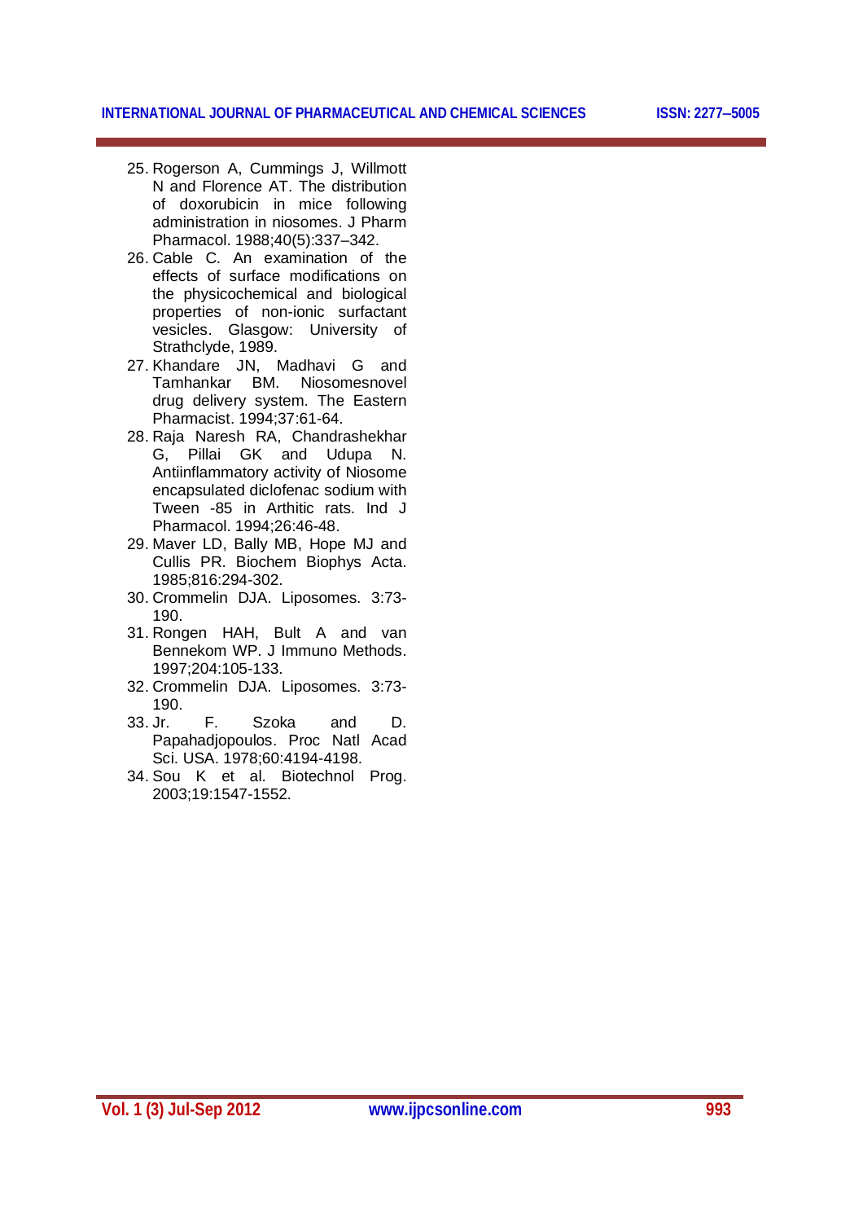25. Rogerson A, Cummings J, Willmott N and Florence AT. The distribution of doxorubicin in mice following administration in niosomes. J Pharm Pharmacol. 1988;40(5):337–342.
26. Cable C. An examination of the effects of surface modifications on the physicochemical and biological properties of non-ionic surfactant vesicles. Glasgow: University of Strathclyde, 1989.
27. Khandare JN, Madhavi G and Tamhankar BM. Niosomesnovel drug delivery system. The Eastern Pharmacist. 1994;37:61-64.
28. Raja Naresh RA, Chandrashekhar G, Pillai GK and Udupa N. Antiinflammatory activity of Niosome encapsulated diclofenac sodium with Tween -85 in Arthitic rats. Ind J Pharmacol. 1994;26:46-48.
29. Maver LD, Bally MB, Hope MJ and Cullis PR. Biochem Biophys Acta. 1985;816:294-302.
30. Crommelin DJA. Liposomes. 3:73-190.
31. Rongen HAH, Bult A and van Bennekom WP. J Immuno Methods. 1997;204:105-133.
32. Crommelin DJA. Liposomes. 3:73-190.
33. Jr. F. Szoka and D. Papahadjopoulos. Proc Natl Acad Sci. USA. 1978;60:4194-4198.
34. Sou K et al. Biotechnol Prog. 2003;19:1547-1552.